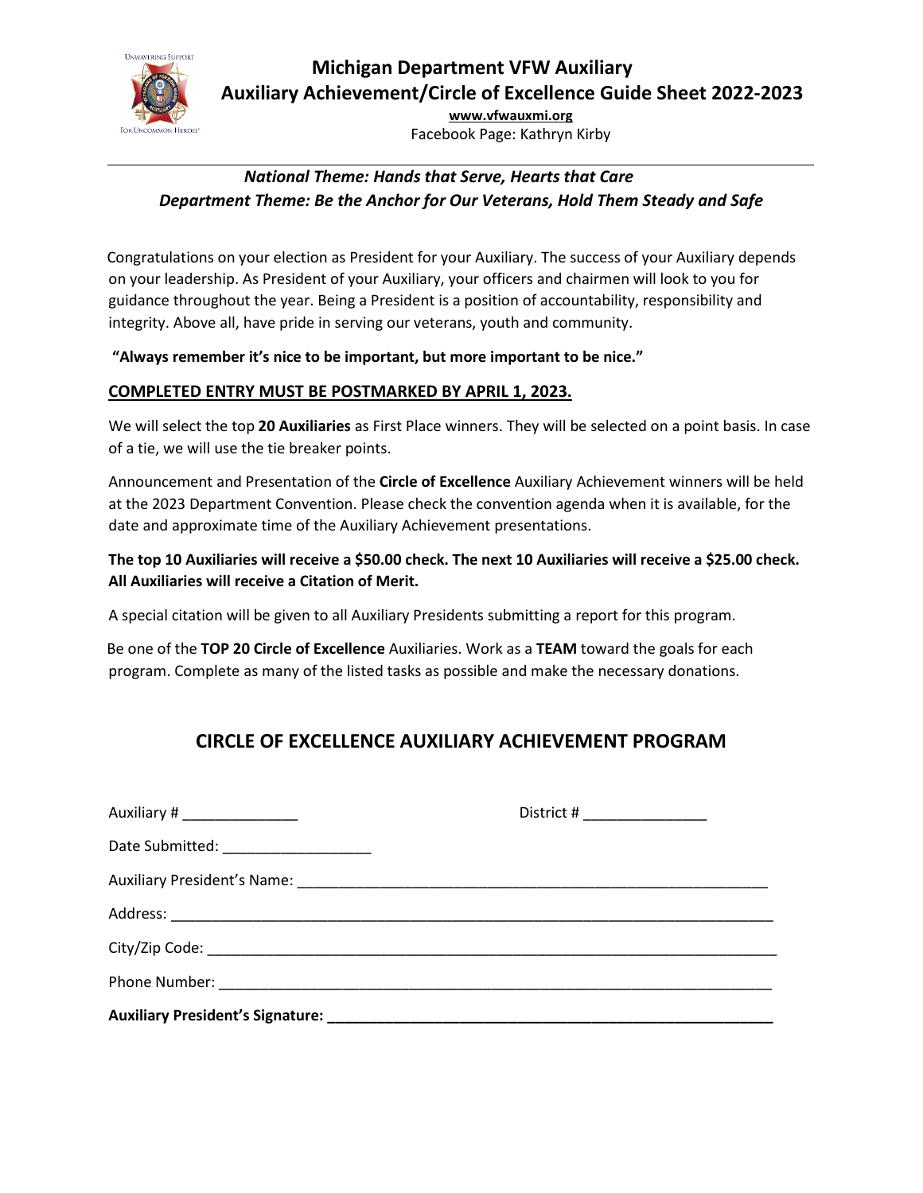# Michigan Department VFW Auxiliary
## Auxiliary Achievement/Circle of Excellence Guide Sheet 2022-2023

**www.vfwauxmi.org**

Facebook Page: Kathryn Kirby

***National Theme: Hands that Serve, Hearts that Care***

***Department Theme: Be the Anchor for Our Veterans, Hold Them Steady and Safe***

Congratulations on your election as President for your Auxiliary. The success of your Auxiliary depends on your leadership. As President of your Auxiliary, your officers and chairmen will look to you for guidance throughout the year. Being a President is a position of accountability, responsibility and integrity. Above all, have pride in serving our veterans, youth and community.

**"Always remember it's nice to be important, but more important to be nice."**

**COMPLETED ENTRY MUST BE POSTMARKED BY APRIL 1, 2023.**

We will select the top **20 Auxiliaries** as First Place winners. They will be selected on a point basis. In case of a tie, we will use the tie breaker points.

Announcement and Presentation of the **Circle of Excellence** Auxiliary Achievement winners will be held at the 2023 Department Convention. Please check the convention agenda when it is available, for the date and approximate time of the Auxiliary Achievement presentations.

**The top 10 Auxiliaries will receive a $50.00 check. The next 10 Auxiliaries will receive a $25.00 check. All Auxiliaries will receive a Citation of Merit.**

A special citation will be given to all Auxiliary Presidents submitting a report for this program.

Be one of the **TOP 20 Circle of Excellence** Auxiliaries. Work as a **TEAM** toward the goals for each program. Complete as many of the listed tasks as possible and make the necessary donations.

## CIRCLE OF EXCELLENCE AUXILIARY ACHIEVEMENT PROGRAM

Auxiliary # ______________ District # _______________

Date Submitted: __________________

Auxiliary President's Name: ___________________________________________________________

Address: ___________________________________________________________________________

City/Zip Code: _______________________________________________________________________

Phone Number: _____________________________________________________________________

**Auxiliary President's Signature: _______________________________________________________**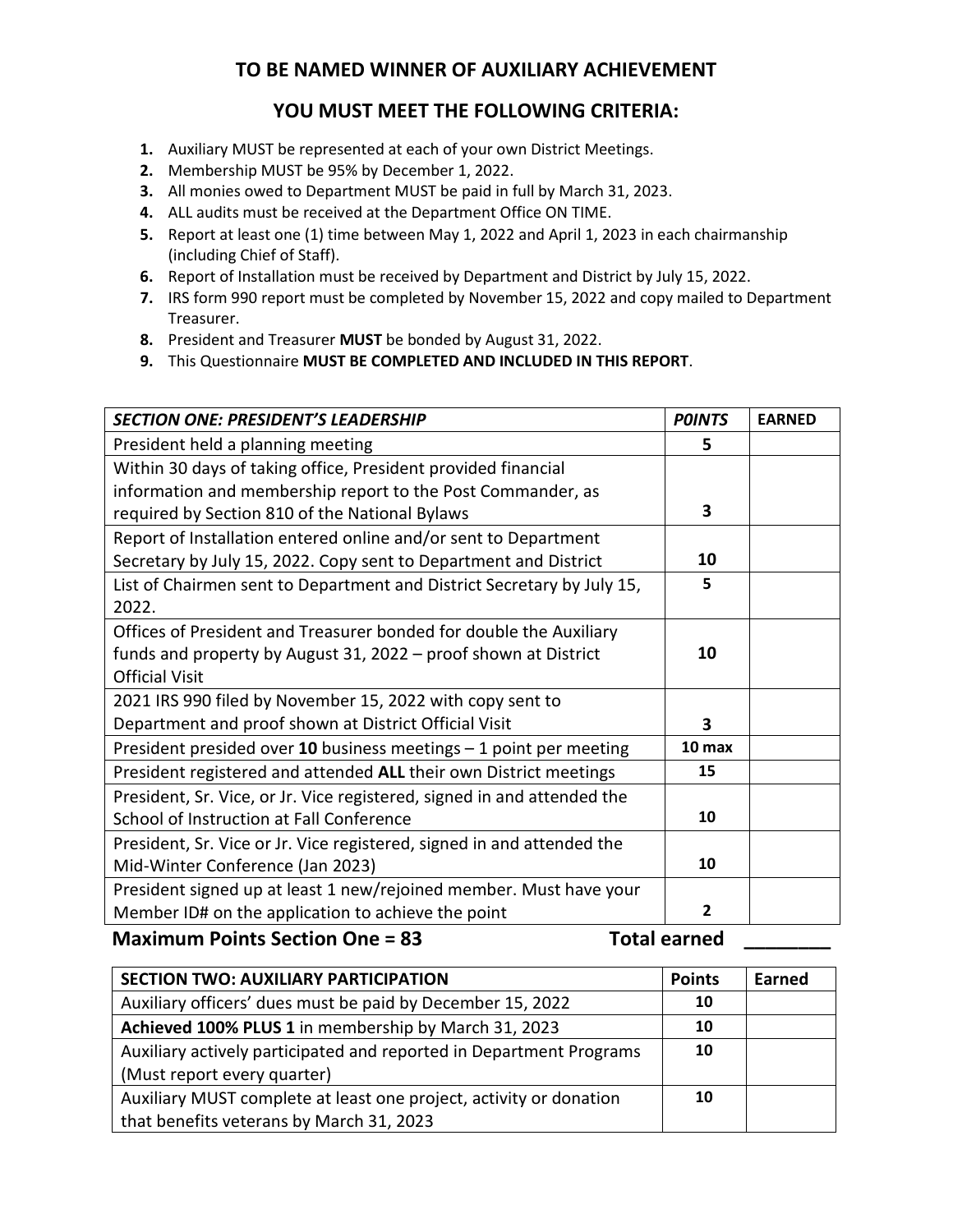# TO BE NAMED WINNER OF AUXILIARY ACHIEVEMENT

## YOU MUST MEET THE FOLLOWING CRITERIA:

1. Auxiliary MUST be represented at each of your own District Meetings.
2. Membership MUST be 95% by December 1, 2022.
3. All monies owed to Department MUST be paid in full by March 31, 2023.
4. ALL audits must be received at the Department Office ON TIME.
5. Report at least one (1) time between May 1, 2022 and April 1, 2023 in each chairmanship (including Chief of Staff).
6. Report of Installation must be received by Department and District by July 15, 2022.
7. IRS form 990 report must be completed by November 15, 2022 and copy mailed to Department Treasurer.
8. President and Treasurer **MUST** be bonded by August 31, 2022.
9. This Questionnaire **MUST BE COMPLETED AND INCLUDED IN THIS REPORT**.

| ***SECTION ONE: PRESIDENT'S LEADERSHIP*** | ***P0INTS*** | **EARNED** |
|---|---|---|
| President held a planning meeting | **5** | |
| Within 30 days of taking office, President provided financial information and membership report to the Post Commander, as required by Section 810 of the National Bylaws | **3** | |
| Report of Installation entered online and/or sent to Department Secretary by July 15, 2022. Copy sent to Department and District | **10** | |
| List of Chairmen sent to Department and District Secretary by July 15, 2022. | **5** | |
| Offices of President and Treasurer bonded for double the Auxiliary funds and property by August 31, 2022 – proof shown at District Official Visit | **10** | |
| 2021 IRS 990 filed by November 15, 2022 with copy sent to Department and proof shown at District Official Visit | **3** | |
| President presided over **10** business meetings – 1 point per meeting | **10 max** | |
| President registered and attended **ALL** their own District meetings | **15** | |
| President, Sr. Vice, or Jr. Vice registered, signed in and attended the School of Instruction at Fall Conference | **10** | |
| President, Sr. Vice or Jr. Vice registered, signed in and attended the Mid-Winter Conference (Jan 2023) | **10** | |
| President signed up at least 1 new/rejoined member. Must have your Member ID# on the application to achieve the point | **2** | |

**Maximum Points Section One = 83** **Total earned ________**

| **SECTION TWO: AUXILIARY PARTICIPATION** | **Points** | **Earned** |
|---|---|---|
| Auxiliary officers' dues must be paid by December 15, 2022 | **10** | |
| **Achieved 100% PLUS 1** in membership by March 31, 2023 | **10** | |
| Auxiliary actively participated and reported in Department Programs (Must report every quarter) | **10** | |
| Auxiliary MUST complete at least one project, activity or donation that benefits veterans by March 31, 2023 | **10** | |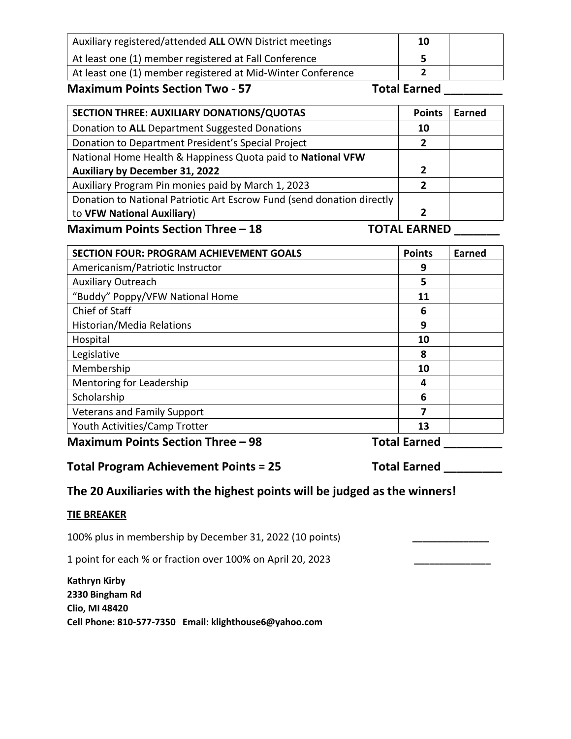| | | |
|---|---|---|
| Auxiliary registered/attended **ALL** OWN District meetings | **10** | |
| At least one (1) member registered at Fall Conference | **5** | |
| At least one (1) member registered at Mid-Winter Conference | **2** | |

**Maximum Points Section Two - 57** **Total Earned _________**

| SECTION THREE: AUXILIARY DONATIONS/QUOTAS | Points | Earned |
|---|---|---|
| Donation to **ALL** Department Suggested Donations | **10** | |
| Donation to Department President's Special Project | **2** | |
| National Home Health & Happiness Quota paid to **National VFW Auxiliary by December 31, 2022** | **2** | |
| Auxiliary Program Pin monies paid by March 1, 2023 | **2** | |
| Donation to National Patriotic Art Escrow Fund (send donation directly to **VFW National Auxiliary**) | **2** | |

**Maximum Points Section Three – 18** **TOTAL EARNED _______**

| SECTION FOUR: PROGRAM ACHIEVEMENT GOALS | Points | Earned |
|---|---|---|
| Americanism/Patriotic Instructor | **9** | |
| Auxiliary Outreach | **5** | |
| "Buddy" Poppy/VFW National Home | **11** | |
| Chief of Staff | **6** | |
| Historian/Media Relations | **9** | |
| Hospital | **10** | |
| Legislative | **8** | |
| Membership | **10** | |
| Mentoring for Leadership | **4** | |
| Scholarship | **6** | |
| Veterans and Family Support | **7** | |
| Youth Activities/Camp Trotter | **13** | |

**Maximum Points Section Three – 98** **Total Earned _________**

**Total Program Achievement Points = 25** **Total Earned _________**

## The 20 Auxiliaries with the highest points will be judged as the winners!

**TIE BREAKER**

100% plus in membership by December 31, 2022 (10 points) _____________

1 point for each % or fraction over 100% on April 20, 2023 _____________

**Kathryn Kirby**
**2330 Bingham Rd**
**Clio, MI 48420**
**Cell Phone: 810-577-7350 Email: klighthouse6@yahoo.com**